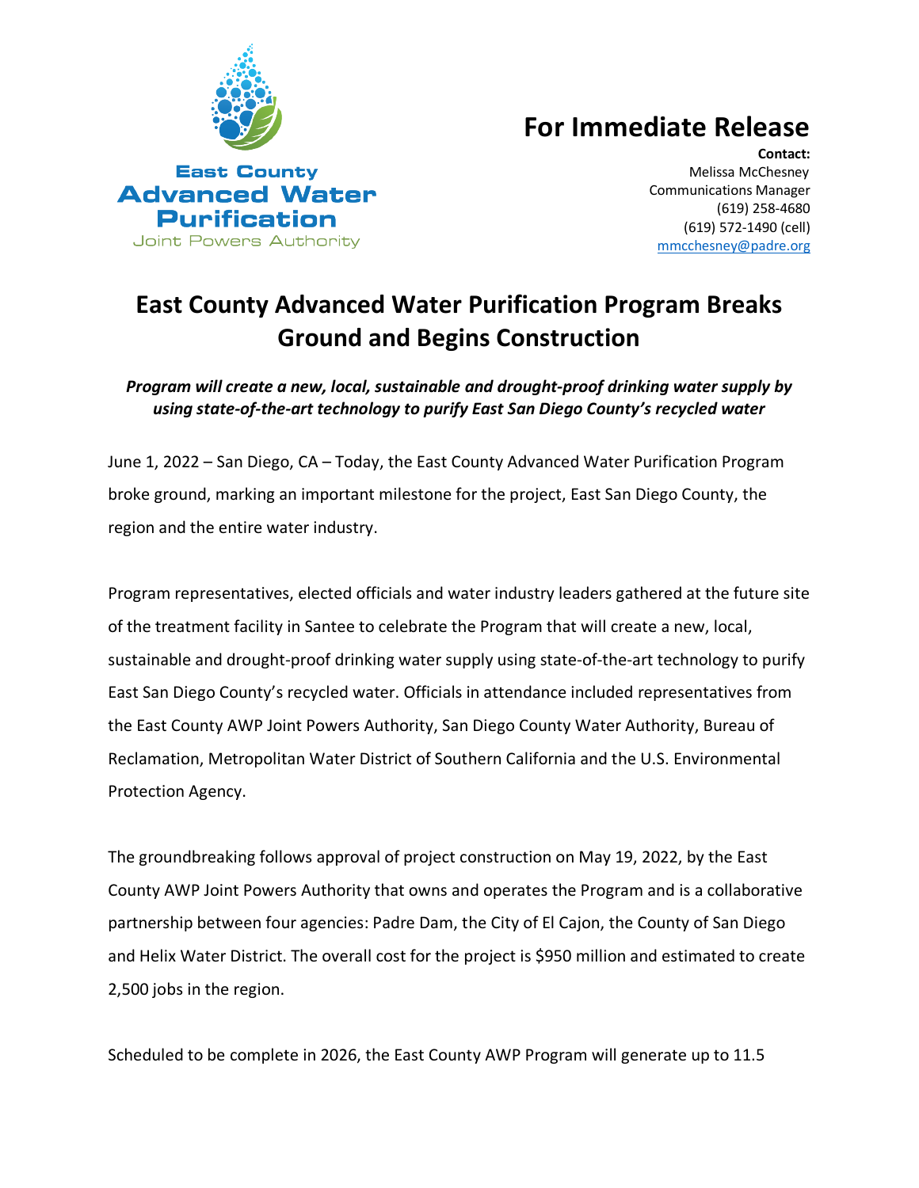East County
Advanced Water
Purification
Joint Powers Authority

# For Immediate Release

**Contact:**
Melissa McChesney
Communications Manager
(619) 258-4680
(619) 572-1490 (cell)
mmcchesney@padre.org

## East County Advanced Water Purification Program Breaks Ground and Begins Construction

***Program will create a new, local, sustainable and drought-proof drinking water supply by using state-of-the-art technology to purify East San Diego County's recycled water***

June 1, 2022 – San Diego, CA – Today, the East County Advanced Water Purification Program broke ground, marking an important milestone for the project, East San Diego County, the region and the entire water industry.

Program representatives, elected officials and water industry leaders gathered at the future site of the treatment facility in Santee to celebrate the Program that will create a new, local, sustainable and drought-proof drinking water supply using state-of-the-art technology to purify East San Diego County's recycled water. Officials in attendance included representatives from the East County AWP Joint Powers Authority, San Diego County Water Authority, Bureau of Reclamation, Metropolitan Water District of Southern California and the U.S. Environmental Protection Agency.

The groundbreaking follows approval of project construction on May 19, 2022, by the East County AWP Joint Powers Authority that owns and operates the Program and is a collaborative partnership between four agencies: Padre Dam, the City of El Cajon, the County of San Diego and Helix Water District. The overall cost for the project is $950 million and estimated to create 2,500 jobs in the region.

Scheduled to be complete in 2026, the East County AWP Program will generate up to 11.5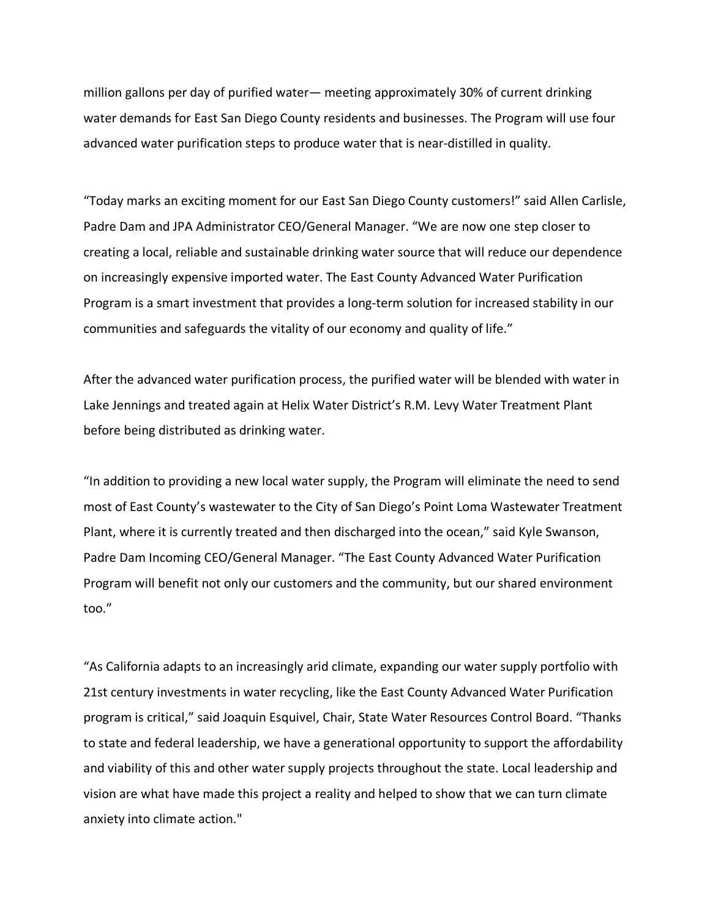million gallons per day of purified water— meeting approximately 30% of current drinking water demands for East San Diego County residents and businesses. The Program will use four advanced water purification steps to produce water that is near-distilled in quality.

“Today marks an exciting moment for our East San Diego County customers!” said Allen Carlisle, Padre Dam and JPA Administrator CEO/General Manager. “We are now one step closer to creating a local, reliable and sustainable drinking water source that will reduce our dependence on increasingly expensive imported water. The East County Advanced Water Purification Program is a smart investment that provides a long-term solution for increased stability in our communities and safeguards the vitality of our economy and quality of life.”

After the advanced water purification process, the purified water will be blended with water in Lake Jennings and treated again at Helix Water District’s R.M. Levy Water Treatment Plant before being distributed as drinking water.

“In addition to providing a new local water supply, the Program will eliminate the need to send most of East County’s wastewater to the City of San Diego’s Point Loma Wastewater Treatment Plant, where it is currently treated and then discharged into the ocean,” said Kyle Swanson, Padre Dam Incoming CEO/General Manager. “The East County Advanced Water Purification Program will benefit not only our customers and the community, but our shared environment too.”

“As California adapts to an increasingly arid climate, expanding our water supply portfolio with 21st century investments in water recycling, like the East County Advanced Water Purification program is critical,” said Joaquin Esquivel, Chair, State Water Resources Control Board. “Thanks to state and federal leadership, we have a generational opportunity to support the affordability and viability of this and other water supply projects throughout the state. Local leadership and vision are what have made this project a reality and helped to show that we can turn climate anxiety into climate action."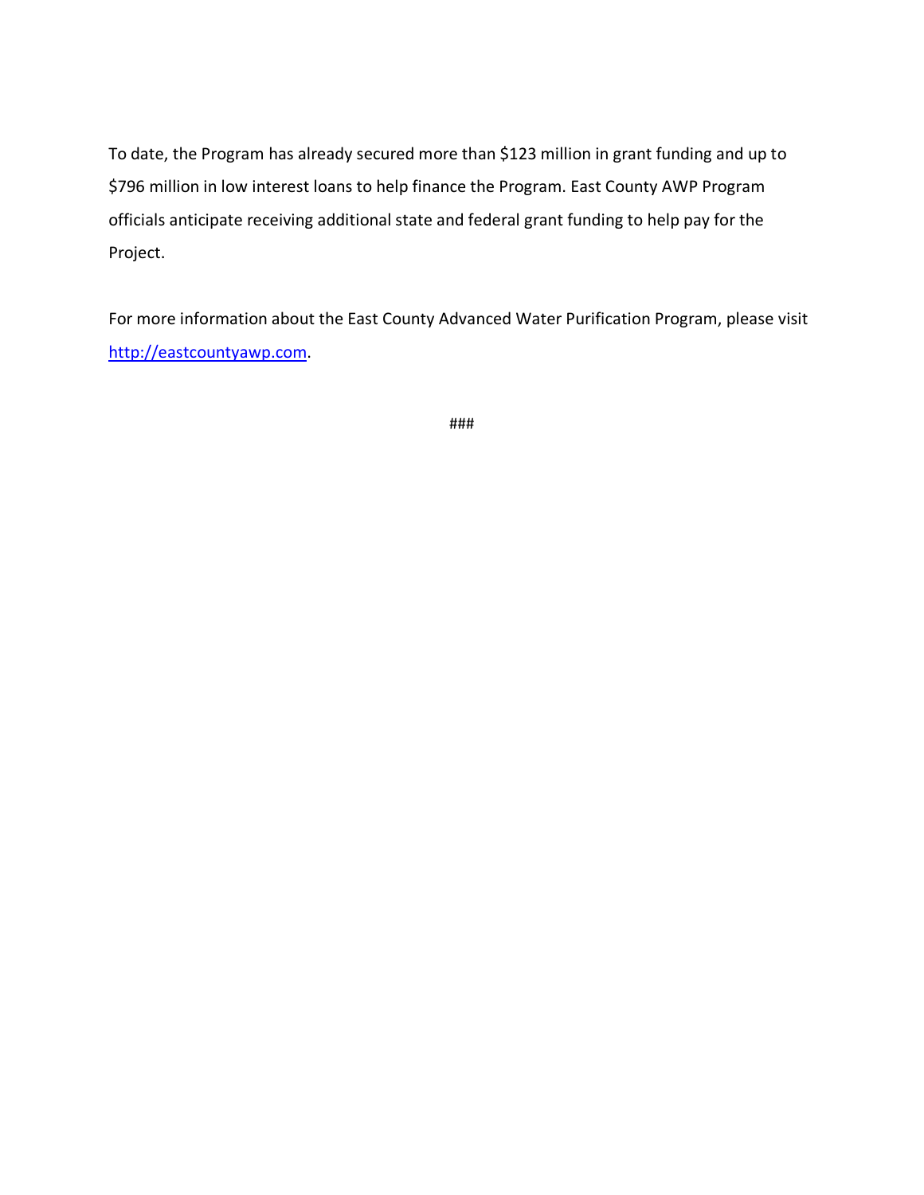To date, the Program has already secured more than $123 million in grant funding and up to $796 million in low interest loans to help finance the Program. East County AWP Program officials anticipate receiving additional state and federal grant funding to help pay for the Project.

For more information about the East County Advanced Water Purification Program, please visit [http://eastcountyawp.com](http://eastcountyawp.com).

###